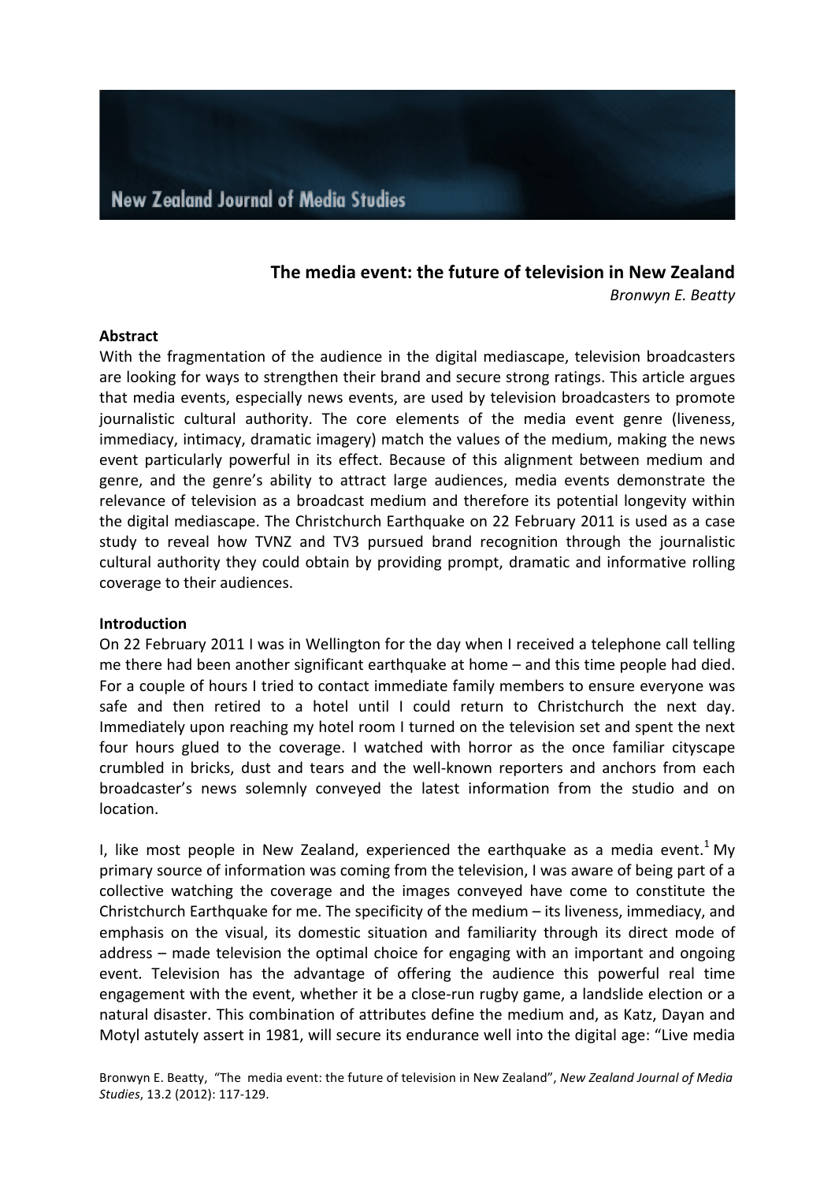# The media event: the future of television in New Zealand

*Bronwyn E. Beatty*

**Abstract**

With the fragmentation of the audience in the digital mediascape, television broadcasters are looking for ways to strengthen their brand and secure strong ratings. This article argues that media events, especially news events, are used by television broadcasters to promote journalistic cultural authority. The core elements of the media event genre (liveness, immediacy, intimacy, dramatic imagery) match the values of the medium, making the news event particularly powerful in its effect. Because of this alignment between medium and genre, and the genre's ability to attract large audiences, media events demonstrate the relevance of television as a broadcast medium and therefore its potential longevity within the digital mediascape. The Christchurch Earthquake on 22 February 2011 is used as a case study to reveal how TVNZ and TV3 pursued brand recognition through the journalistic cultural authority they could obtain by providing prompt, dramatic and informative rolling coverage to their audiences.

**Introduction**

On 22 February 2011 I was in Wellington for the day when I received a telephone call telling me there had been another significant earthquake at home – and this time people had died. For a couple of hours I tried to contact immediate family members to ensure everyone was safe and then retired to a hotel until I could return to Christchurch the next day. Immediately upon reaching my hotel room I turned on the television set and spent the next four hours glued to the coverage. I watched with horror as the once familiar cityscape crumbled in bricks, dust and tears and the well-known reporters and anchors from each broadcaster's news solemnly conveyed the latest information from the studio and on location.

I, like most people in New Zealand, experienced the earthquake as a media event.[1] My primary source of information was coming from the television, I was aware of being part of a collective watching the coverage and the images conveyed have come to constitute the Christchurch Earthquake for me. The specificity of the medium – its liveness, immediacy, and emphasis on the visual, its domestic situation and familiarity through its direct mode of address – made television the optimal choice for engaging with an important and ongoing event. Television has the advantage of offering the audience this powerful real time engagement with the event, whether it be a close-run rugby game, a landslide election or a natural disaster. This combination of attributes define the medium and, as Katz, Dayan and Motyl astutely assert in 1981, will secure its endurance well into the digital age: "Live media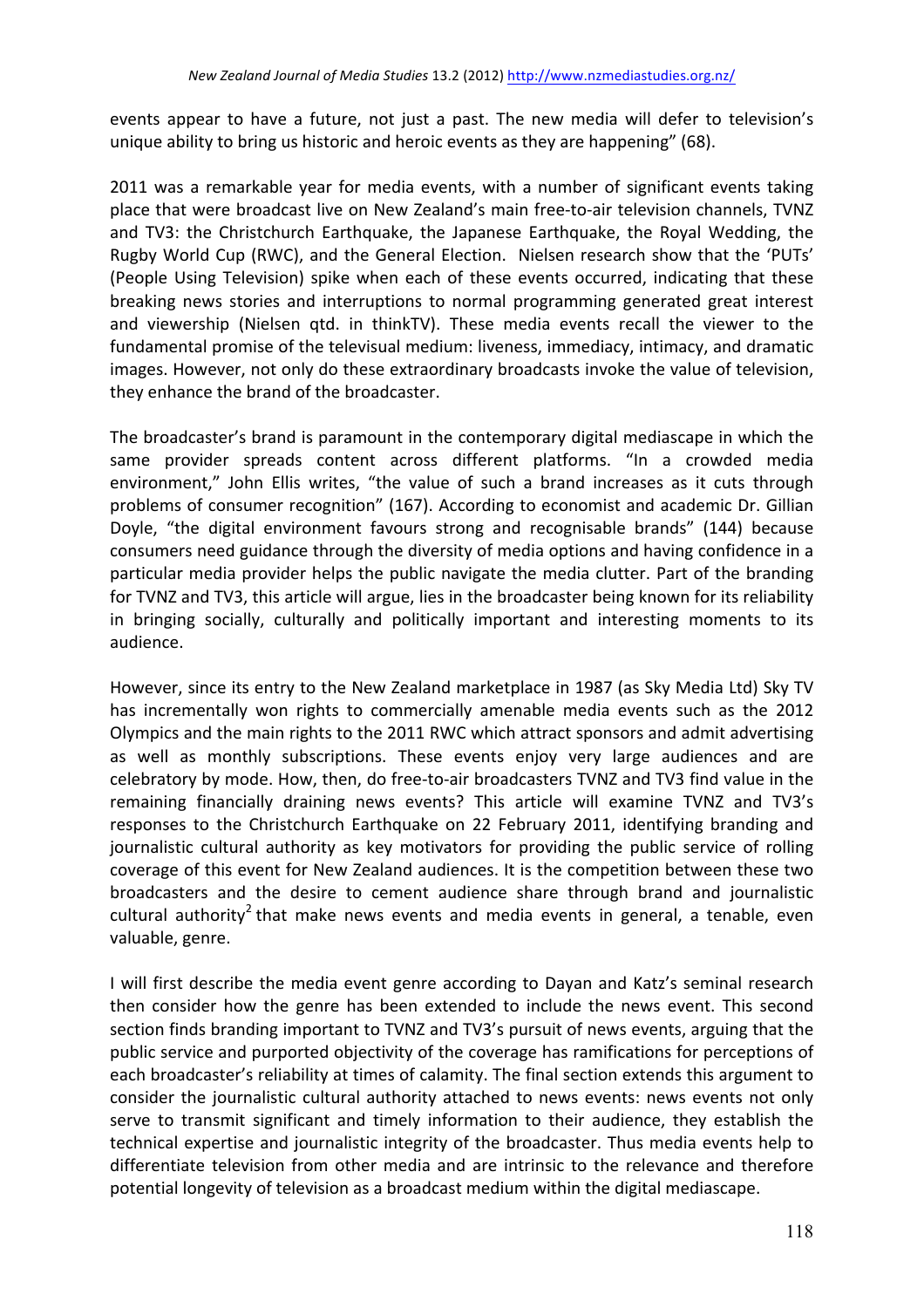events appear to have a future, not just a past. The new media will defer to television's unique ability to bring us historic and heroic events as they are happening" (68).

2011 was a remarkable year for media events, with a number of significant events taking place that were broadcast live on New Zealand's main free-to-air television channels, TVNZ and TV3: the Christchurch Earthquake, the Japanese Earthquake, the Royal Wedding, the Rugby World Cup (RWC), and the General Election. Nielsen research show that the 'PUTs' (People Using Television) spike when each of these events occurred, indicating that these breaking news stories and interruptions to normal programming generated great interest and viewership (Nielsen qtd. in thinkTV). These media events recall the viewer to the fundamental promise of the televisual medium: liveness, immediacy, intimacy, and dramatic images. However, not only do these extraordinary broadcasts invoke the value of television, they enhance the brand of the broadcaster.

The broadcaster's brand is paramount in the contemporary digital mediascape in which the same provider spreads content across different platforms. "In a crowded media environment," John Ellis writes, "the value of such a brand increases as it cuts through problems of consumer recognition" (167). According to economist and academic Dr. Gillian Doyle, "the digital environment favours strong and recognisable brands" (144) because consumers need guidance through the diversity of media options and having confidence in a particular media provider helps the public navigate the media clutter. Part of the branding for TVNZ and TV3, this article will argue, lies in the broadcaster being known for its reliability in bringing socially, culturally and politically important and interesting moments to its audience.

However, since its entry to the New Zealand marketplace in 1987 (as Sky Media Ltd) Sky TV has incrementally won rights to commercially amenable media events such as the 2012 Olympics and the main rights to the 2011 RWC which attract sponsors and admit advertising as well as monthly subscriptions. These events enjoy very large audiences and are celebratory by mode. How, then, do free-to-air broadcasters TVNZ and TV3 find value in the remaining financially draining news events? This article will examine TVNZ and TV3's responses to the Christchurch Earthquake on 22 February 2011, identifying branding and journalistic cultural authority as key motivators for providing the public service of rolling coverage of this event for New Zealand audiences. It is the competition between these two broadcasters and the desire to cement audience share through brand and journalistic cultural authority[2] that make news events and media events in general, a tenable, even valuable, genre.

I will first describe the media event genre according to Dayan and Katz's seminal research then consider how the genre has been extended to include the news event. This second section finds branding important to TVNZ and TV3's pursuit of news events, arguing that the public service and purported objectivity of the coverage has ramifications for perceptions of each broadcaster's reliability at times of calamity. The final section extends this argument to consider the journalistic cultural authority attached to news events: news events not only serve to transmit significant and timely information to their audience, they establish the technical expertise and journalistic integrity of the broadcaster. Thus media events help to differentiate television from other media and are intrinsic to the relevance and therefore potential longevity of television as a broadcast medium within the digital mediascape.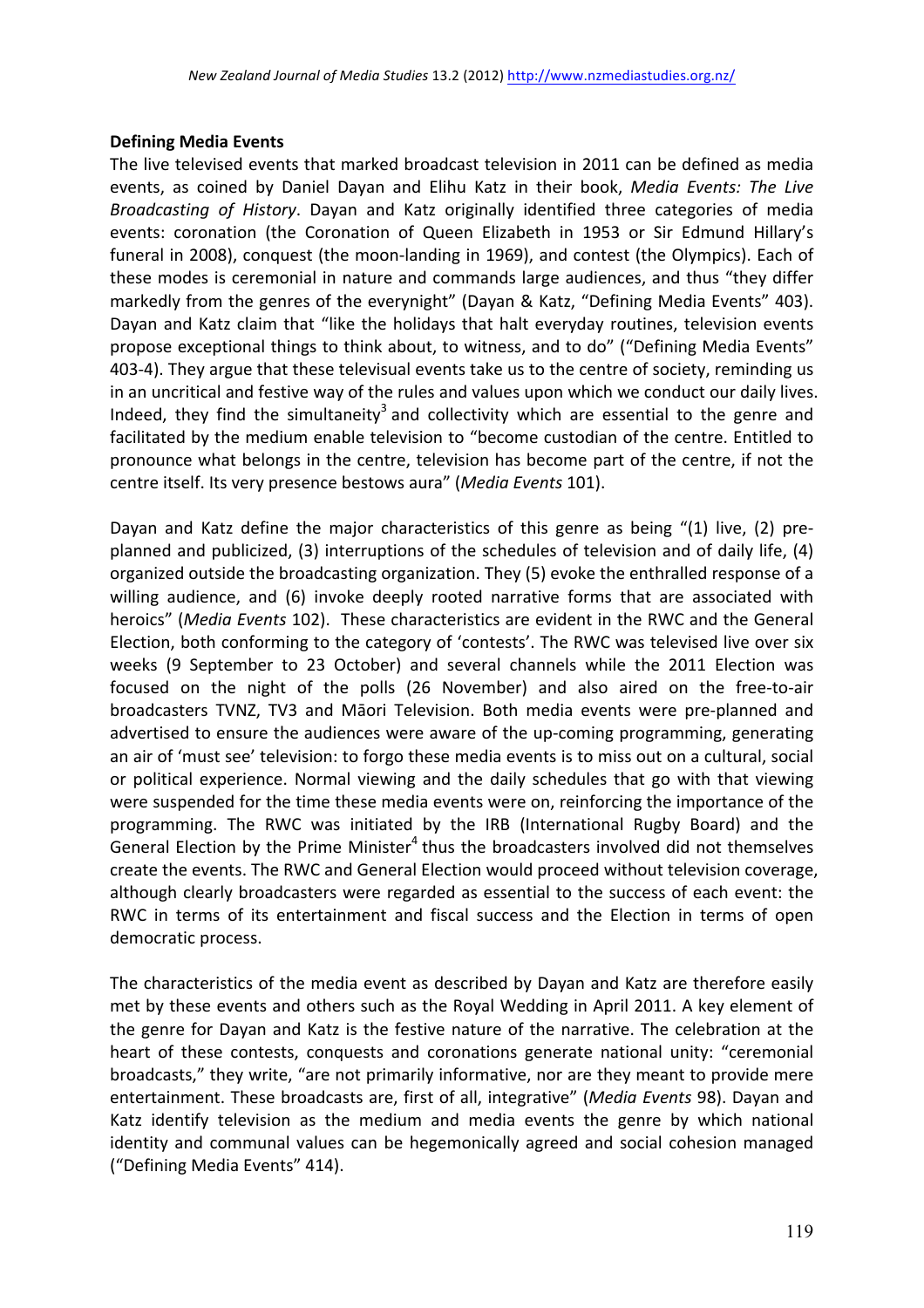**Defining Media Events**

The live televised events that marked broadcast television in 2011 can be defined as media events, as coined by Daniel Dayan and Elihu Katz in their book, *Media Events: The Live Broadcasting of History*. Dayan and Katz originally identified three categories of media events: coronation (the Coronation of Queen Elizabeth in 1953 or Sir Edmund Hillary's funeral in 2008), conquest (the moon-landing in 1969), and contest (the Olympics). Each of these modes is ceremonial in nature and commands large audiences, and thus "they differ markedly from the genres of the everynight" (Dayan & Katz, "Defining Media Events" 403). Dayan and Katz claim that "like the holidays that halt everyday routines, television events propose exceptional things to think about, to witness, and to do" ("Defining Media Events" 403-4). They argue that these televisual events take us to the centre of society, reminding us in an uncritical and festive way of the rules and values upon which we conduct our daily lives. Indeed, they find the simultaneity[3] and collectivity which are essential to the genre and facilitated by the medium enable television to "become custodian of the centre. Entitled to pronounce what belongs in the centre, television has become part of the centre, if not the centre itself. Its very presence bestows aura" (*Media Events* 101).

Dayan and Katz define the major characteristics of this genre as being "(1) live, (2) pre-planned and publicized, (3) interruptions of the schedules of television and of daily life, (4) organized outside the broadcasting organization. They (5) evoke the enthralled response of a willing audience, and (6) invoke deeply rooted narrative forms that are associated with heroics" (*Media Events* 102). These characteristics are evident in the RWC and the General Election, both conforming to the category of 'contests'. The RWC was televised live over six weeks (9 September to 23 October) and several channels while the 2011 Election was focused on the night of the polls (26 November) and also aired on the free-to-air broadcasters TVNZ, TV3 and Māori Television. Both media events were pre-planned and advertised to ensure the audiences were aware of the up-coming programming, generating an air of 'must see' television: to forgo these media events is to miss out on a cultural, social or political experience. Normal viewing and the daily schedules that go with that viewing were suspended for the time these media events were on, reinforcing the importance of the programming. The RWC was initiated by the IRB (International Rugby Board) and the General Election by the Prime Minister[4] thus the broadcasters involved did not themselves create the events. The RWC and General Election would proceed without television coverage, although clearly broadcasters were regarded as essential to the success of each event: the RWC in terms of its entertainment and fiscal success and the Election in terms of open democratic process.

The characteristics of the media event as described by Dayan and Katz are therefore easily met by these events and others such as the Royal Wedding in April 2011. A key element of the genre for Dayan and Katz is the festive nature of the narrative. The celebration at the heart of these contests, conquests and coronations generate national unity: "ceremonial broadcasts," they write, "are not primarily informative, nor are they meant to provide mere entertainment. These broadcasts are, first of all, integrative" (*Media Events* 98). Dayan and Katz identify television as the medium and media events the genre by which national identity and communal values can be hegemonically agreed and social cohesion managed ("Defining Media Events" 414).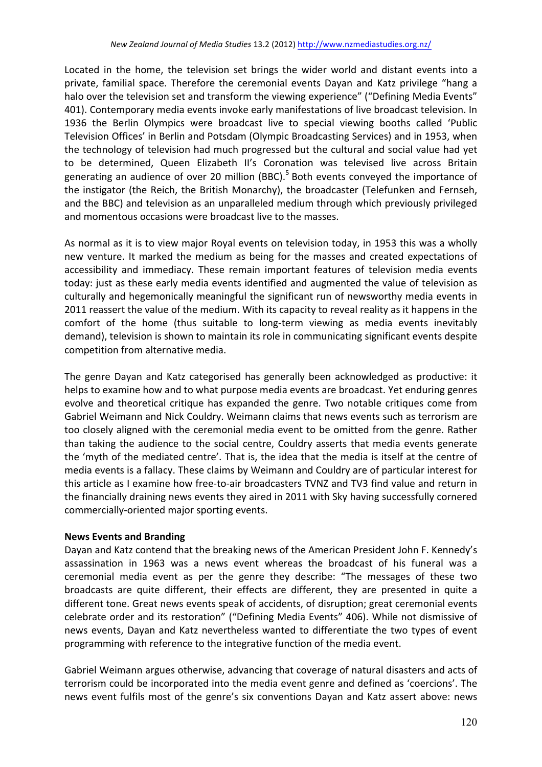Located in the home, the television set brings the wider world and distant events into a private, familial space. Therefore the ceremonial events Dayan and Katz privilege "hang a halo over the television set and transform the viewing experience" ("Defining Media Events" 401). Contemporary media events invoke early manifestations of live broadcast television. In 1936 the Berlin Olympics were broadcast live to special viewing booths called 'Public Television Offices' in Berlin and Potsdam (Olympic Broadcasting Services) and in 1953, when the technology of television had much progressed but the cultural and social value had yet to be determined, Queen Elizabeth II's Coronation was televised live across Britain generating an audience of over 20 million (BBC).[5] Both events conveyed the importance of the instigator (the Reich, the British Monarchy), the broadcaster (Telefunken and Fernseh, and the BBC) and television as an unparalleled medium through which previously privileged and momentous occasions were broadcast live to the masses.

As normal as it is to view major Royal events on television today, in 1953 this was a wholly new venture. It marked the medium as being for the masses and created expectations of accessibility and immediacy. These remain important features of television media events today: just as these early media events identified and augmented the value of television as culturally and hegemonically meaningful the significant run of newsworthy media events in 2011 reassert the value of the medium. With its capacity to reveal reality as it happens in the comfort of the home (thus suitable to long-term viewing as media events inevitably demand), television is shown to maintain its role in communicating significant events despite competition from alternative media.

The genre Dayan and Katz categorised has generally been acknowledged as productive: it helps to examine how and to what purpose media events are broadcast. Yet enduring genres evolve and theoretical critique has expanded the genre. Two notable critiques come from Gabriel Weimann and Nick Couldry. Weimann claims that news events such as terrorism are too closely aligned with the ceremonial media event to be omitted from the genre. Rather than taking the audience to the social centre, Couldry asserts that media events generate the 'myth of the mediated centre'. That is, the idea that the media is itself at the centre of media events is a fallacy. These claims by Weimann and Couldry are of particular interest for this article as I examine how free-to-air broadcasters TVNZ and TV3 find value and return in the financially draining news events they aired in 2011 with Sky having successfully cornered commercially-oriented major sporting events.

**News Events and Branding**

Dayan and Katz contend that the breaking news of the American President John F. Kennedy's assassination in 1963 was a news event whereas the broadcast of his funeral was a ceremonial media event as per the genre they describe: "The messages of these two broadcasts are quite different, their effects are different, they are presented in quite a different tone. Great news events speak of accidents, of disruption; great ceremonial events celebrate order and its restoration" ("Defining Media Events" 406). While not dismissive of news events, Dayan and Katz nevertheless wanted to differentiate the two types of event programming with reference to the integrative function of the media event.

Gabriel Weimann argues otherwise, advancing that coverage of natural disasters and acts of terrorism could be incorporated into the media event genre and defined as 'coercions'. The news event fulfils most of the genre's six conventions Dayan and Katz assert above: news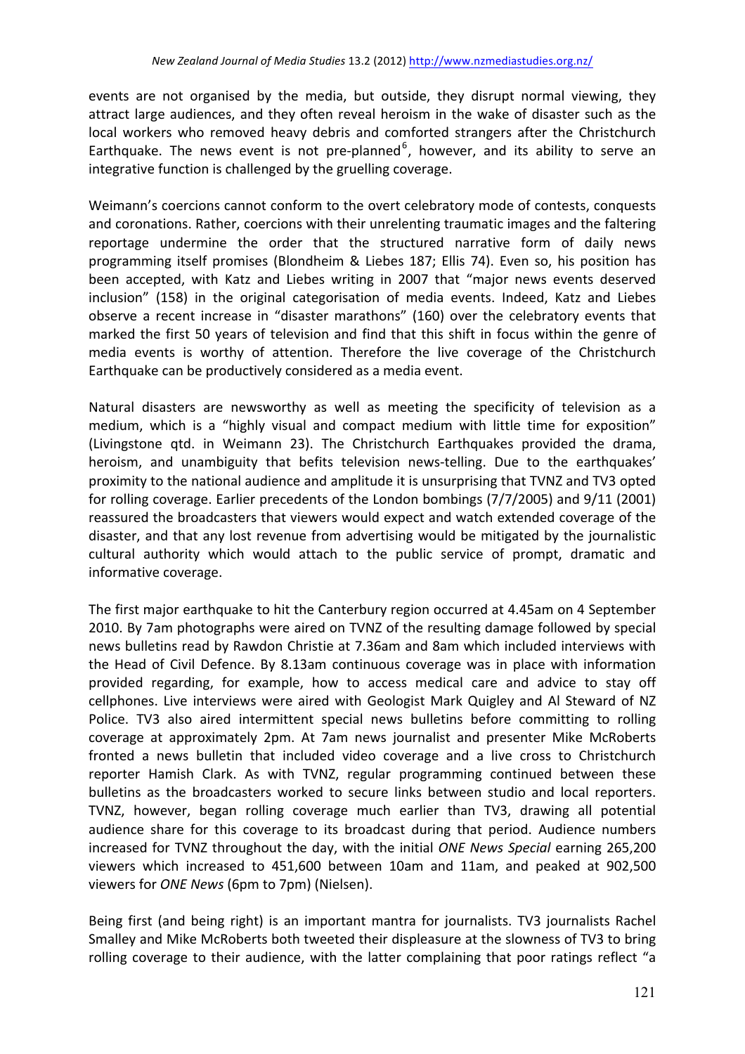events are not organised by the media, but outside, they disrupt normal viewing, they attract large audiences, and they often reveal heroism in the wake of disaster such as the local workers who removed heavy debris and comforted strangers after the Christchurch Earthquake. The news event is not pre-planned[6], however, and its ability to serve an integrative function is challenged by the gruelling coverage.

Weimann's coercions cannot conform to the overt celebratory mode of contests, conquests and coronations. Rather, coercions with their unrelenting traumatic images and the faltering reportage undermine the order that the structured narrative form of daily news programming itself promises (Blondheim & Liebes 187; Ellis 74). Even so, his position has been accepted, with Katz and Liebes writing in 2007 that "major news events deserved inclusion" (158) in the original categorisation of media events. Indeed, Katz and Liebes observe a recent increase in "disaster marathons" (160) over the celebratory events that marked the first 50 years of television and find that this shift in focus within the genre of media events is worthy of attention. Therefore the live coverage of the Christchurch Earthquake can be productively considered as a media event.

Natural disasters are newsworthy as well as meeting the specificity of television as a medium, which is a "highly visual and compact medium with little time for exposition" (Livingstone qtd. in Weimann 23). The Christchurch Earthquakes provided the drama, heroism, and unambiguity that befits television news-telling. Due to the earthquakes' proximity to the national audience and amplitude it is unsurprising that TVNZ and TV3 opted for rolling coverage. Earlier precedents of the London bombings (7/7/2005) and 9/11 (2001) reassured the broadcasters that viewers would expect and watch extended coverage of the disaster, and that any lost revenue from advertising would be mitigated by the journalistic cultural authority which would attach to the public service of prompt, dramatic and informative coverage.

The first major earthquake to hit the Canterbury region occurred at 4.45am on 4 September 2010. By 7am photographs were aired on TVNZ of the resulting damage followed by special news bulletins read by Rawdon Christie at 7.36am and 8am which included interviews with the Head of Civil Defence. By 8.13am continuous coverage was in place with information provided regarding, for example, how to access medical care and advice to stay off cellphones. Live interviews were aired with Geologist Mark Quigley and Al Steward of NZ Police. TV3 also aired intermittent special news bulletins before committing to rolling coverage at approximately 2pm. At 7am news journalist and presenter Mike McRoberts fronted a news bulletin that included video coverage and a live cross to Christchurch reporter Hamish Clark. As with TVNZ, regular programming continued between these bulletins as the broadcasters worked to secure links between studio and local reporters. TVNZ, however, began rolling coverage much earlier than TV3, drawing all potential audience share for this coverage to its broadcast during that period. Audience numbers increased for TVNZ throughout the day, with the initial *ONE News Special* earning 265,200 viewers which increased to 451,600 between 10am and 11am, and peaked at 902,500 viewers for *ONE News* (6pm to 7pm) (Nielsen).

Being first (and being right) is an important mantra for journalists. TV3 journalists Rachel Smalley and Mike McRoberts both tweeted their displeasure at the slowness of TV3 to bring rolling coverage to their audience, with the latter complaining that poor ratings reflect "a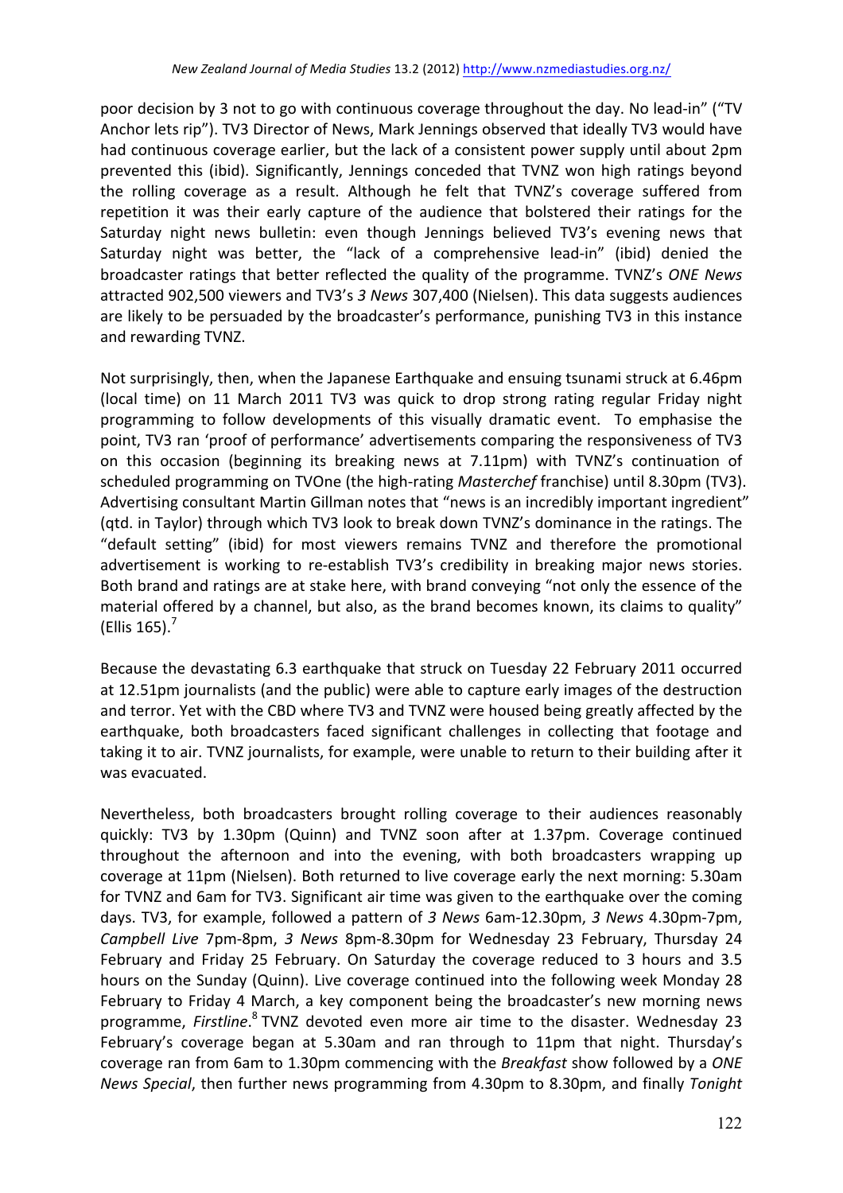poor decision by 3 not to go with continuous coverage throughout the day. No lead-in" ("TV Anchor lets rip"). TV3 Director of News, Mark Jennings observed that ideally TV3 would have had continuous coverage earlier, but the lack of a consistent power supply until about 2pm prevented this (ibid). Significantly, Jennings conceded that TVNZ won high ratings beyond the rolling coverage as a result. Although he felt that TVNZ's coverage suffered from repetition it was their early capture of the audience that bolstered their ratings for the Saturday night news bulletin: even though Jennings believed TV3's evening news that Saturday night was better, the "lack of a comprehensive lead-in" (ibid) denied the broadcaster ratings that better reflected the quality of the programme. TVNZ's *ONE News* attracted 902,500 viewers and TV3's *3 News* 307,400 (Nielsen). This data suggests audiences are likely to be persuaded by the broadcaster's performance, punishing TV3 in this instance and rewarding TVNZ.

Not surprisingly, then, when the Japanese Earthquake and ensuing tsunami struck at 6.46pm (local time) on 11 March 2011 TV3 was quick to drop strong rating regular Friday night programming to follow developments of this visually dramatic event. To emphasise the point, TV3 ran 'proof of performance' advertisements comparing the responsiveness of TV3 on this occasion (beginning its breaking news at 7.11pm) with TVNZ's continuation of scheduled programming on TVOne (the high-rating *Masterchef* franchise) until 8.30pm (TV3). Advertising consultant Martin Gillman notes that "news is an incredibly important ingredient" (qtd. in Taylor) through which TV3 look to break down TVNZ's dominance in the ratings. The "default setting" (ibid) for most viewers remains TVNZ and therefore the promotional advertisement is working to re-establish TV3's credibility in breaking major news stories. Both brand and ratings are at stake here, with brand conveying "not only the essence of the material offered by a channel, but also, as the brand becomes known, its claims to quality" (Ellis 165).[7]

Because the devastating 6.3 earthquake that struck on Tuesday 22 February 2011 occurred at 12.51pm journalists (and the public) were able to capture early images of the destruction and terror. Yet with the CBD where TV3 and TVNZ were housed being greatly affected by the earthquake, both broadcasters faced significant challenges in collecting that footage and taking it to air. TVNZ journalists, for example, were unable to return to their building after it was evacuated.

Nevertheless, both broadcasters brought rolling coverage to their audiences reasonably quickly: TV3 by 1.30pm (Quinn) and TVNZ soon after at 1.37pm. Coverage continued throughout the afternoon and into the evening, with both broadcasters wrapping up coverage at 11pm (Nielsen). Both returned to live coverage early the next morning: 5.30am for TVNZ and 6am for TV3. Significant air time was given to the earthquake over the coming days. TV3, for example, followed a pattern of *3 News* 6am-12.30pm, *3 News* 4.30pm-7pm, *Campbell Live* 7pm-8pm, *3 News* 8pm-8.30pm for Wednesday 23 February, Thursday 24 February and Friday 25 February. On Saturday the coverage reduced to 3 hours and 3.5 hours on the Sunday (Quinn). Live coverage continued into the following week Monday 28 February to Friday 4 March, a key component being the broadcaster's new morning news programme, *Firstline*.[8] TVNZ devoted even more air time to the disaster. Wednesday 23 February's coverage began at 5.30am and ran through to 11pm that night. Thursday's coverage ran from 6am to 1.30pm commencing with the *Breakfast* show followed by a *ONE News Special*, then further news programming from 4.30pm to 8.30pm, and finally *Tonight*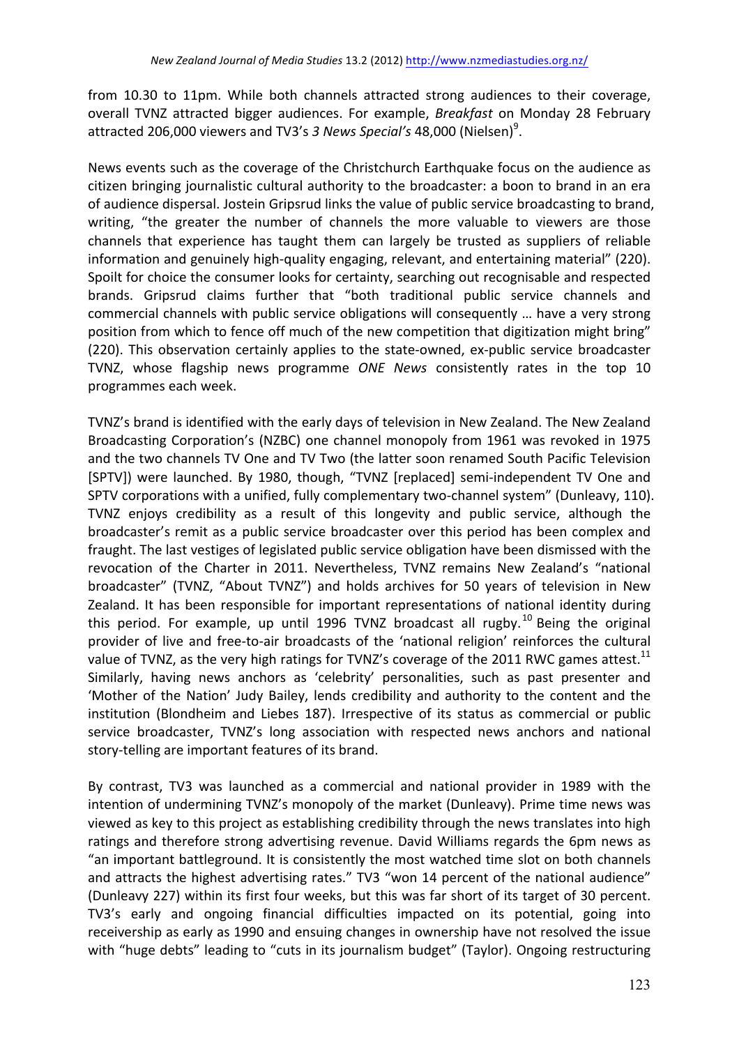from 10.30 to 11pm. While both channels attracted strong audiences to their coverage, overall TVNZ attracted bigger audiences. For example, *Breakfast* on Monday 28 February attracted 206,000 viewers and TV3's *3 News Special's* 48,000 (Nielsen)[9].

News events such as the coverage of the Christchurch Earthquake focus on the audience as citizen bringing journalistic cultural authority to the broadcaster: a boon to brand in an era of audience dispersal. Jostein Gripsrud links the value of public service broadcasting to brand, writing, "the greater the number of channels the more valuable to viewers are those channels that experience has taught them can largely be trusted as suppliers of reliable information and genuinely high-quality engaging, relevant, and entertaining material" (220). Spoilt for choice the consumer looks for certainty, searching out recognisable and respected brands. Gripsrud claims further that "both traditional public service channels and commercial channels with public service obligations will consequently … have a very strong position from which to fence off much of the new competition that digitization might bring" (220). This observation certainly applies to the state-owned, ex-public service broadcaster TVNZ, whose flagship news programme *ONE News* consistently rates in the top 10 programmes each week.

TVNZ's brand is identified with the early days of television in New Zealand. The New Zealand Broadcasting Corporation's (NZBC) one channel monopoly from 1961 was revoked in 1975 and the two channels TV One and TV Two (the latter soon renamed South Pacific Television [SPTV]) were launched. By 1980, though, "TVNZ [replaced] semi-independent TV One and SPTV corporations with a unified, fully complementary two-channel system" (Dunleavy, 110). TVNZ enjoys credibility as a result of this longevity and public service, although the broadcaster's remit as a public service broadcaster over this period has been complex and fraught. The last vestiges of legislated public service obligation have been dismissed with the revocation of the Charter in 2011. Nevertheless, TVNZ remains New Zealand's "national broadcaster" (TVNZ, "About TVNZ") and holds archives for 50 years of television in New Zealand. It has been responsible for important representations of national identity during this period. For example, up until 1996 TVNZ broadcast all rugby.[10] Being the original provider of live and free-to-air broadcasts of the 'national religion' reinforces the cultural value of TVNZ, as the very high ratings for TVNZ's coverage of the 2011 RWC games attest.[11] Similarly, having news anchors as 'celebrity' personalities, such as past presenter and 'Mother of the Nation' Judy Bailey, lends credibility and authority to the content and the institution (Blondheim and Liebes 187). Irrespective of its status as commercial or public service broadcaster, TVNZ's long association with respected news anchors and national story-telling are important features of its brand.

By contrast, TV3 was launched as a commercial and national provider in 1989 with the intention of undermining TVNZ's monopoly of the market (Dunleavy). Prime time news was viewed as key to this project as establishing credibility through the news translates into high ratings and therefore strong advertising revenue. David Williams regards the 6pm news as "an important battleground. It is consistently the most watched time slot on both channels and attracts the highest advertising rates." TV3 "won 14 percent of the national audience" (Dunleavy 227) within its first four weeks, but this was far short of its target of 30 percent. TV3's early and ongoing financial difficulties impacted on its potential, going into receivership as early as 1990 and ensuing changes in ownership have not resolved the issue with "huge debts" leading to "cuts in its journalism budget" (Taylor). Ongoing restructuring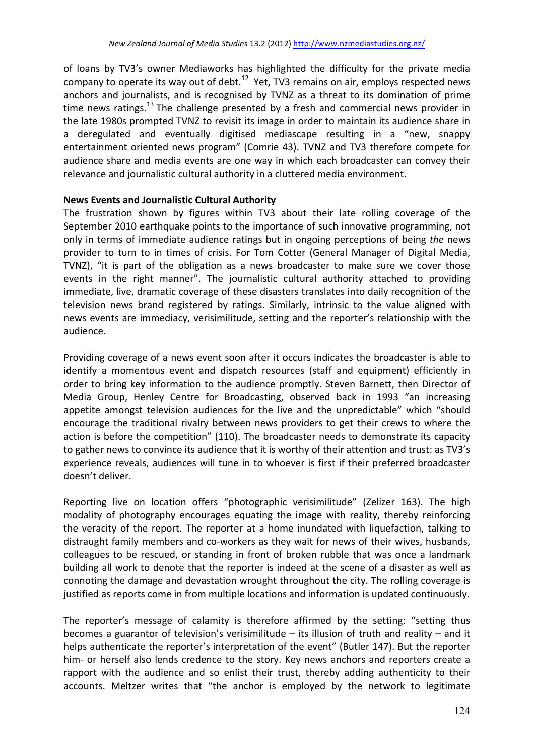of loans by TV3's owner Mediaworks has highlighted the difficulty for the private media company to operate its way out of debt.[12] Yet, TV3 remains on air, employs respected news anchors and journalists, and is recognised by TVNZ as a threat to its domination of prime time news ratings.[13] The challenge presented by a fresh and commercial news provider in the late 1980s prompted TVNZ to revisit its image in order to maintain its audience share in a deregulated and eventually digitised mediascape resulting in a "new, snappy entertainment oriented news program" (Comrie 43). TVNZ and TV3 therefore compete for audience share and media events are one way in which each broadcaster can convey their relevance and journalistic cultural authority in a cluttered media environment.

**News Events and Journalistic Cultural Authority**

The frustration shown by figures within TV3 about their late rolling coverage of the September 2010 earthquake points to the importance of such innovative programming, not only in terms of immediate audience ratings but in ongoing perceptions of being *the* news provider to turn to in times of crisis. For Tom Cotter (General Manager of Digital Media, TVNZ), "it is part of the obligation as a news broadcaster to make sure we cover those events in the right manner". The journalistic cultural authority attached to providing immediate, live, dramatic coverage of these disasters translates into daily recognition of the television news brand registered by ratings. Similarly, intrinsic to the value aligned with news events are immediacy, verisimilitude, setting and the reporter's relationship with the audience.

Providing coverage of a news event soon after it occurs indicates the broadcaster is able to identify a momentous event and dispatch resources (staff and equipment) efficiently in order to bring key information to the audience promptly. Steven Barnett, then Director of Media Group, Henley Centre for Broadcasting, observed back in 1993 "an increasing appetite amongst television audiences for the live and the unpredictable" which "should encourage the traditional rivalry between news providers to get their crews to where the action is before the competition" (110). The broadcaster needs to demonstrate its capacity to gather news to convince its audience that it is worthy of their attention and trust: as TV3's experience reveals, audiences will tune in to whoever is first if their preferred broadcaster doesn't deliver.

Reporting live on location offers "photographic verisimilitude" (Zelizer 163). The high modality of photography encourages equating the image with reality, thereby reinforcing the veracity of the report. The reporter at a home inundated with liquefaction, talking to distraught family members and co-workers as they wait for news of their wives, husbands, colleagues to be rescued, or standing in front of broken rubble that was once a landmark building all work to denote that the reporter is indeed at the scene of a disaster as well as connoting the damage and devastation wrought throughout the city. The rolling coverage is justified as reports come in from multiple locations and information is updated continuously.

The reporter's message of calamity is therefore affirmed by the setting: "setting thus becomes a guarantor of television's verisimilitude – its illusion of truth and reality – and it helps authenticate the reporter's interpretation of the event" (Butler 147). But the reporter him- or herself also lends credence to the story. Key news anchors and reporters create a rapport with the audience and so enlist their trust, thereby adding authenticity to their accounts. Meltzer writes that "the anchor is employed by the network to legitimate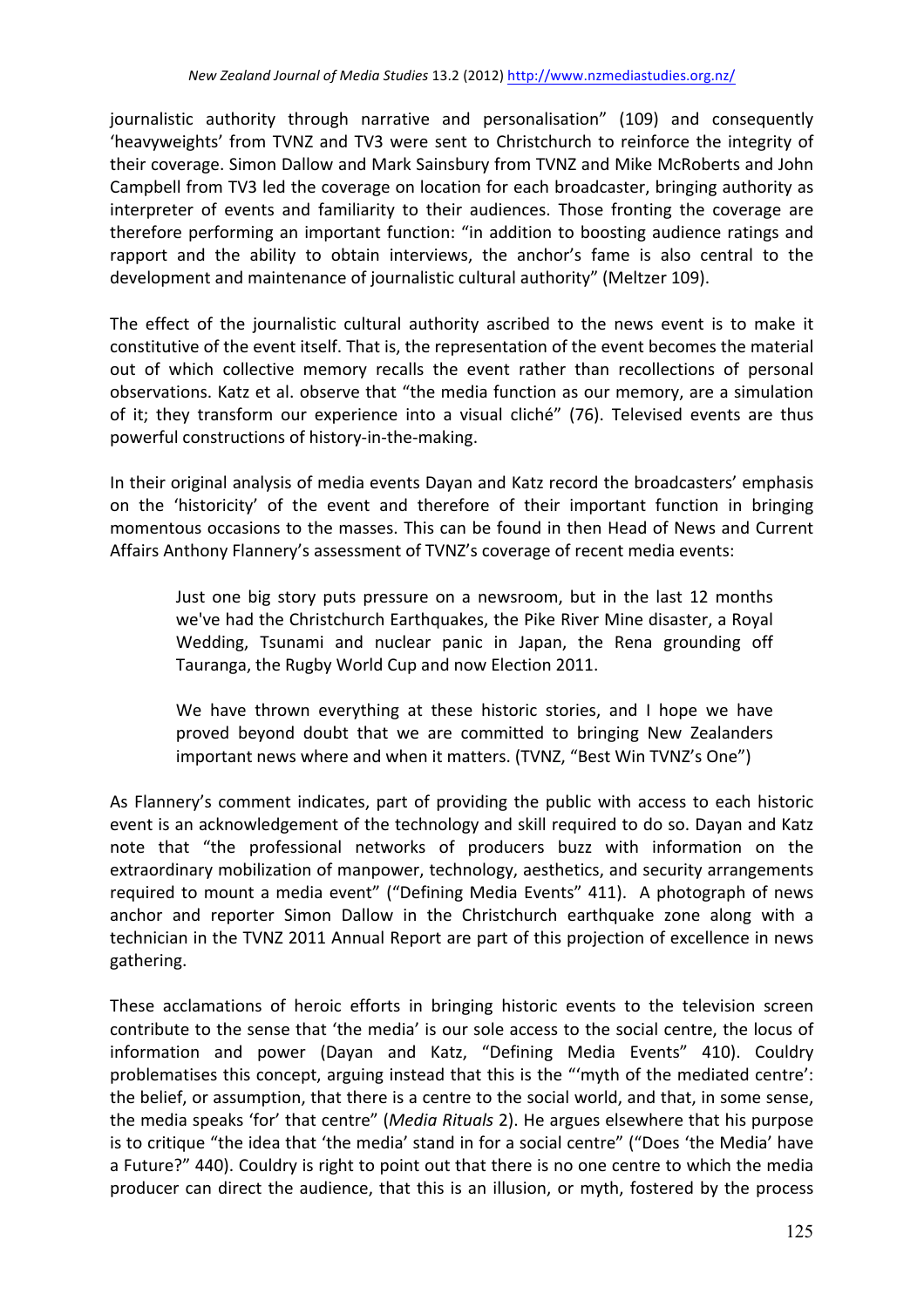journalistic authority through narrative and personalisation" (109) and consequently 'heavyweights' from TVNZ and TV3 were sent to Christchurch to reinforce the integrity of their coverage. Simon Dallow and Mark Sainsbury from TVNZ and Mike McRoberts and John Campbell from TV3 led the coverage on location for each broadcaster, bringing authority as interpreter of events and familiarity to their audiences. Those fronting the coverage are therefore performing an important function: "in addition to boosting audience ratings and rapport and the ability to obtain interviews, the anchor's fame is also central to the development and maintenance of journalistic cultural authority" (Meltzer 109).

The effect of the journalistic cultural authority ascribed to the news event is to make it constitutive of the event itself. That is, the representation of the event becomes the material out of which collective memory recalls the event rather than recollections of personal observations. Katz et al. observe that "the media function as our memory, are a simulation of it; they transform our experience into a visual cliché" (76). Televised events are thus powerful constructions of history-in-the-making.

In their original analysis of media events Dayan and Katz record the broadcasters' emphasis on the 'historicity' of the event and therefore of their important function in bringing momentous occasions to the masses. This can be found in then Head of News and Current Affairs Anthony Flannery's assessment of TVNZ's coverage of recent media events:

> Just one big story puts pressure on a newsroom, but in the last 12 months we've had the Christchurch Earthquakes, the Pike River Mine disaster, a Royal Wedding, Tsunami and nuclear panic in Japan, the Rena grounding off Tauranga, the Rugby World Cup and now Election 2011.
>
> We have thrown everything at these historic stories, and I hope we have proved beyond doubt that we are committed to bringing New Zealanders important news where and when it matters. (TVNZ, "Best Win TVNZ's One")

As Flannery's comment indicates, part of providing the public with access to each historic event is an acknowledgement of the technology and skill required to do so. Dayan and Katz note that "the professional networks of producers buzz with information on the extraordinary mobilization of manpower, technology, aesthetics, and security arrangements required to mount a media event" ("Defining Media Events" 411). A photograph of news anchor and reporter Simon Dallow in the Christchurch earthquake zone along with a technician in the TVNZ 2011 Annual Report are part of this projection of excellence in news gathering.

These acclamations of heroic efforts in bringing historic events to the television screen contribute to the sense that 'the media' is our sole access to the social centre, the locus of information and power (Dayan and Katz, "Defining Media Events" 410). Couldry problematises this concept, arguing instead that this is the "'myth of the mediated centre': the belief, or assumption, that there is a centre to the social world, and that, in some sense, the media speaks 'for' that centre" (*Media Rituals* 2). He argues elsewhere that his purpose is to critique "the idea that 'the media' stand in for a social centre" ("Does 'the Media' have a Future?" 440). Couldry is right to point out that there is no one centre to which the media producer can direct the audience, that this is an illusion, or myth, fostered by the process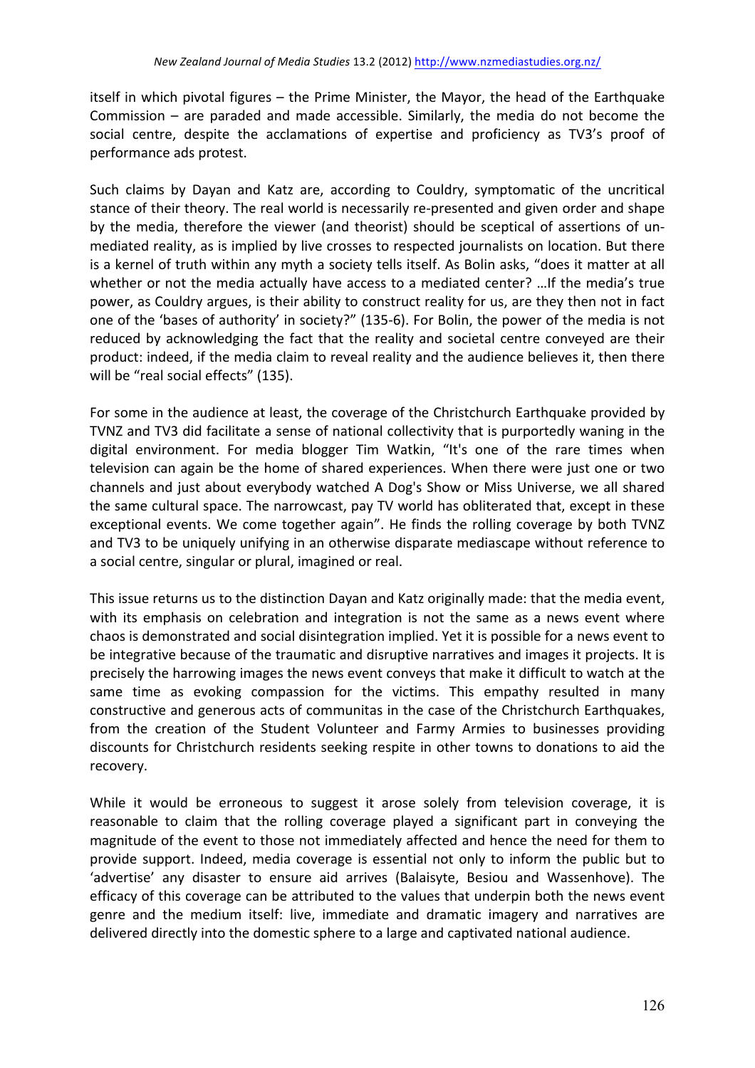itself in which pivotal figures – the Prime Minister, the Mayor, the head of the Earthquake Commission – are paraded and made accessible. Similarly, the media do not become the social centre, despite the acclamations of expertise and proficiency as TV3's proof of performance ads protest.

Such claims by Dayan and Katz are, according to Couldry, symptomatic of the uncritical stance of their theory. The real world is necessarily re-presented and given order and shape by the media, therefore the viewer (and theorist) should be sceptical of assertions of un-mediated reality, as is implied by live crosses to respected journalists on location. But there is a kernel of truth within any myth a society tells itself. As Bolin asks, "does it matter at all whether or not the media actually have access to a mediated center? …If the media's true power, as Couldry argues, is their ability to construct reality for us, are they then not in fact one of the 'bases of authority' in society?" (135-6). For Bolin, the power of the media is not reduced by acknowledging the fact that the reality and societal centre conveyed are their product: indeed, if the media claim to reveal reality and the audience believes it, then there will be "real social effects" (135).

For some in the audience at least, the coverage of the Christchurch Earthquake provided by TVNZ and TV3 did facilitate a sense of national collectivity that is purportedly waning in the digital environment. For media blogger Tim Watkin, "It's one of the rare times when television can again be the home of shared experiences. When there were just one or two channels and just about everybody watched A Dog's Show or Miss Universe, we all shared the same cultural space. The narrowcast, pay TV world has obliterated that, except in these exceptional events. We come together again". He finds the rolling coverage by both TVNZ and TV3 to be uniquely unifying in an otherwise disparate mediascape without reference to a social centre, singular or plural, imagined or real.

This issue returns us to the distinction Dayan and Katz originally made: that the media event, with its emphasis on celebration and integration is not the same as a news event where chaos is demonstrated and social disintegration implied. Yet it is possible for a news event to be integrative because of the traumatic and disruptive narratives and images it projects. It is precisely the harrowing images the news event conveys that make it difficult to watch at the same time as evoking compassion for the victims. This empathy resulted in many constructive and generous acts of communitas in the case of the Christchurch Earthquakes, from the creation of the Student Volunteer and Farmy Armies to businesses providing discounts for Christchurch residents seeking respite in other towns to donations to aid the recovery.

While it would be erroneous to suggest it arose solely from television coverage, it is reasonable to claim that the rolling coverage played a significant part in conveying the magnitude of the event to those not immediately affected and hence the need for them to provide support. Indeed, media coverage is essential not only to inform the public but to 'advertise' any disaster to ensure aid arrives (Balaisyte, Besiou and Wassenhove). The efficacy of this coverage can be attributed to the values that underpin both the news event genre and the medium itself: live, immediate and dramatic imagery and narratives are delivered directly into the domestic sphere to a large and captivated national audience.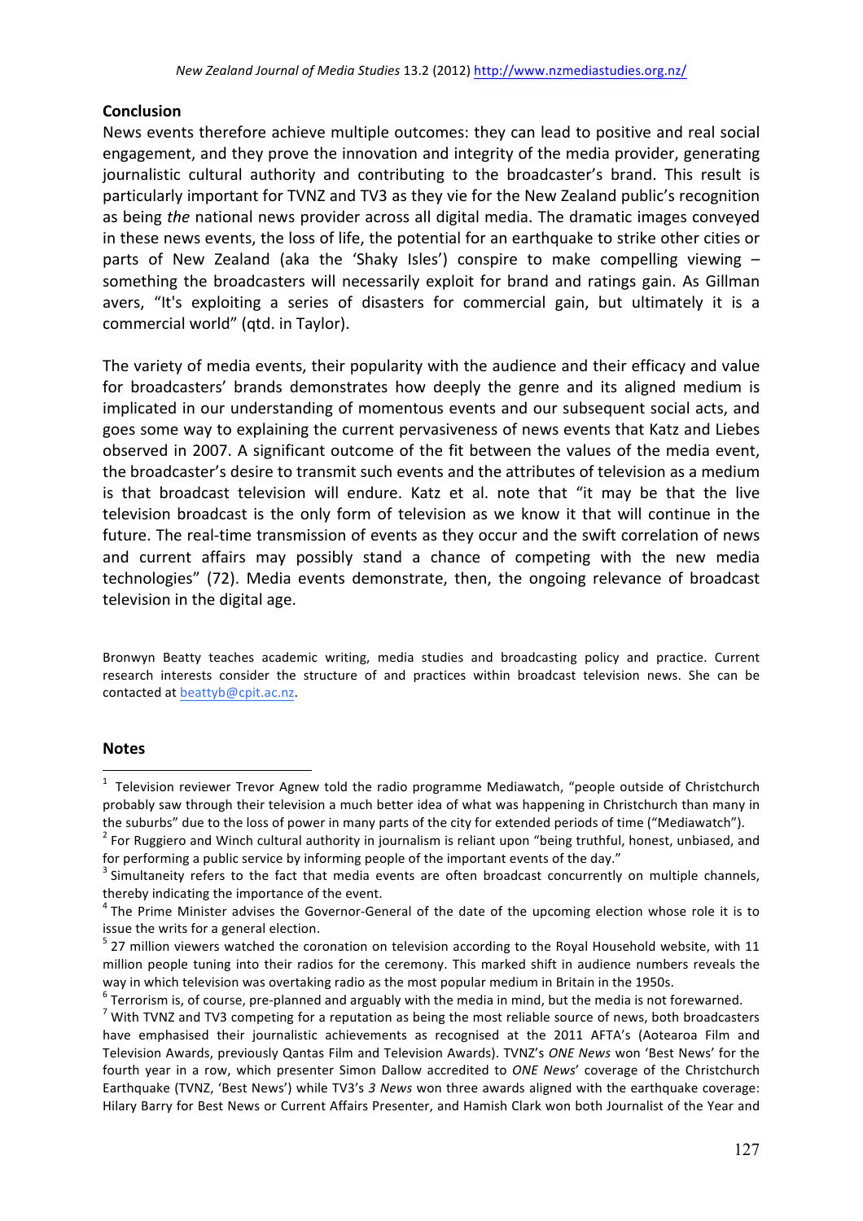## Conclusion

News events therefore achieve multiple outcomes: they can lead to positive and real social engagement, and they prove the innovation and integrity of the media provider, generating journalistic cultural authority and contributing to the broadcaster's brand. This result is particularly important for TVNZ and TV3 as they vie for the New Zealand public's recognition as being *the* national news provider across all digital media. The dramatic images conveyed in these news events, the loss of life, the potential for an earthquake to strike other cities or parts of New Zealand (aka the 'Shaky Isles') conspire to make compelling viewing – something the broadcasters will necessarily exploit for brand and ratings gain. As Gillman avers, "It's exploiting a series of disasters for commercial gain, but ultimately it is a commercial world" (qtd. in Taylor).

The variety of media events, their popularity with the audience and their efficacy and value for broadcasters' brands demonstrates how deeply the genre and its aligned medium is implicated in our understanding of momentous events and our subsequent social acts, and goes some way to explaining the current pervasiveness of news events that Katz and Liebes observed in 2007. A significant outcome of the fit between the values of the media event, the broadcaster's desire to transmit such events and the attributes of television as a medium is that broadcast television will endure. Katz et al. note that "it may be that the live television broadcast is the only form of television as we know it that will continue in the future. The real-time transmission of events as they occur and the swift correlation of news and current affairs may possibly stand a chance of competing with the new media technologies" (72). Media events demonstrate, then, the ongoing relevance of broadcast television in the digital age.

Bronwyn Beatty teaches academic writing, media studies and broadcasting policy and practice. Current research interests consider the structure of and practices within broadcast television news. She can be contacted at beattyb@cpit.ac.nz.

## Notes

[1] Television reviewer Trevor Agnew told the radio programme Mediawatch, "people outside of Christchurch probably saw through their television a much better idea of what was happening in Christchurch than many in the suburbs" due to the loss of power in many parts of the city for extended periods of time ("Mediawatch").

[2] For Ruggiero and Winch cultural authority in journalism is reliant upon "being truthful, honest, unbiased, and for performing a public service by informing people of the important events of the day."

[3] Simultaneity refers to the fact that media events are often broadcast concurrently on multiple channels, thereby indicating the importance of the event.

[4] The Prime Minister advises the Governor-General of the date of the upcoming election whose role it is to issue the writs for a general election.

[5] 27 million viewers watched the coronation on television according to the Royal Household website, with 11 million people tuning into their radios for the ceremony. This marked shift in audience numbers reveals the way in which television was overtaking radio as the most popular medium in Britain in the 1950s.

[6] Terrorism is, of course, pre-planned and arguably with the media in mind, but the media is not forewarned.

[7] With TVNZ and TV3 competing for a reputation as being the most reliable source of news, both broadcasters have emphasised their journalistic achievements as recognised at the 2011 AFTA's (Aotearoa Film and Television Awards, previously Qantas Film and Television Awards). TVNZ's *ONE News* won 'Best News' for the fourth year in a row, which presenter Simon Dallow accredited to *ONE News*' coverage of the Christchurch Earthquake (TVNZ, 'Best News') while TV3's *3 News* won three awards aligned with the earthquake coverage: Hilary Barry for Best News or Current Affairs Presenter, and Hamish Clark won both Journalist of the Year and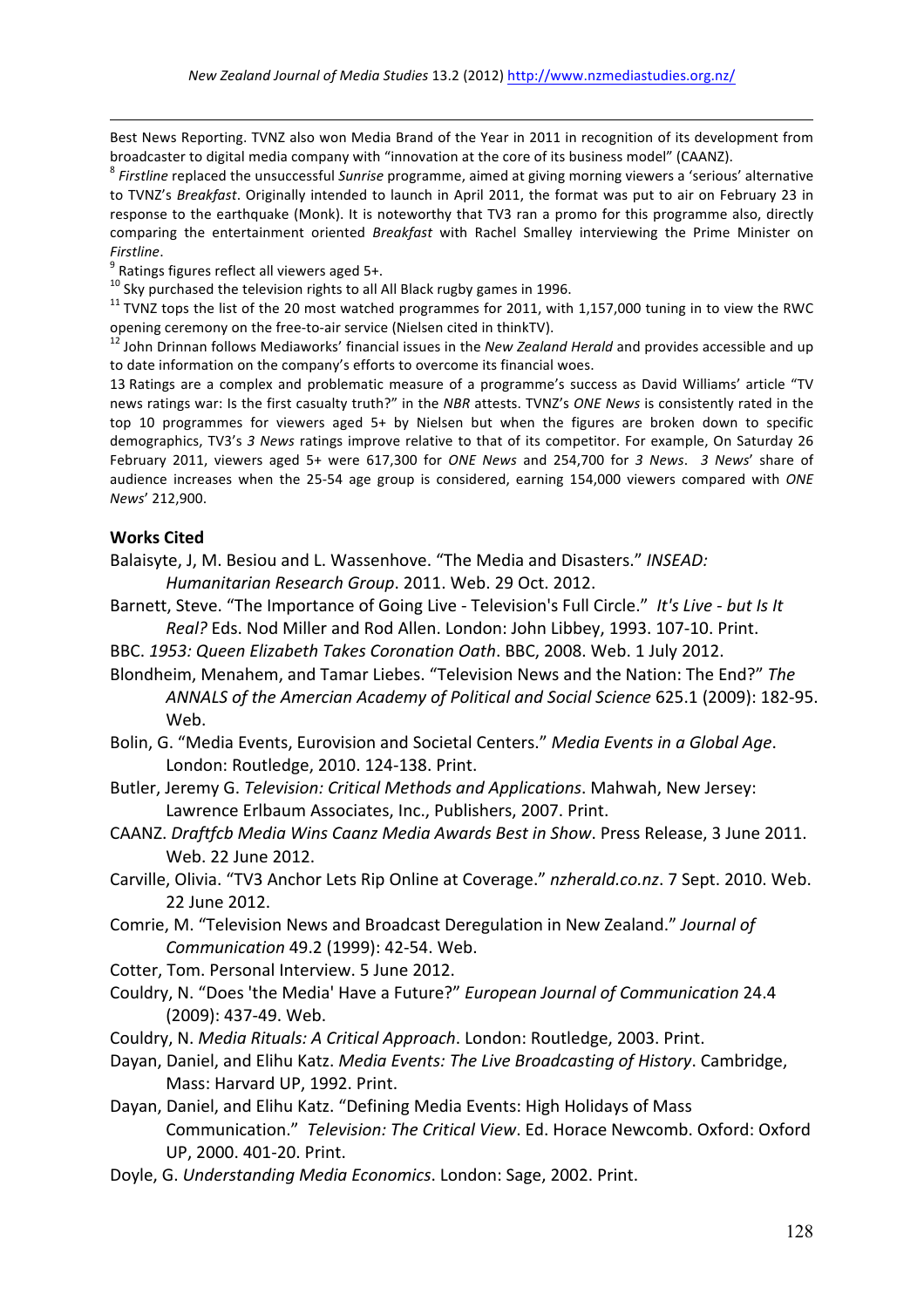Best News Reporting. TVNZ also won Media Brand of the Year in 2011 in recognition of its development from broadcaster to digital media company with "innovation at the core of its business model" (CAANZ).

[8] *Firstline* replaced the unsuccessful *Sunrise* programme, aimed at giving morning viewers a 'serious' alternative to TVNZ's *Breakfast*. Originally intended to launch in April 2011, the format was put to air on February 23 in response to the earthquake (Monk). It is noteworthy that TV3 ran a promo for this programme also, directly comparing the entertainment oriented *Breakfast* with Rachel Smalley interviewing the Prime Minister on *Firstline*.

[9] Ratings figures reflect all viewers aged 5+.

[10] Sky purchased the television rights to all All Black rugby games in 1996.

[11] TVNZ tops the list of the 20 most watched programmes for 2011, with 1,157,000 tuning in to view the RWC opening ceremony on the free-to-air service (Nielsen cited in thinkTV).

[12] John Drinnan follows Mediaworks' financial issues in the *New Zealand Herald* and provides accessible and up to date information on the company's efforts to overcome its financial woes.

13 Ratings are a complex and problematic measure of a programme's success as David Williams' article "TV news ratings war: Is the first casualty truth?" in the *NBR* attests. TVNZ's *ONE News* is consistently rated in the top 10 programmes for viewers aged 5+ by Nielsen but when the figures are broken down to specific demographics, TV3's *3 News* ratings improve relative to that of its competitor. For example, On Saturday 26 February 2011, viewers aged 5+ were 617,300 for *ONE News* and 254,700 for *3 News*. *3 News*' share of audience increases when the 25-54 age group is considered, earning 154,000 viewers compared with *ONE News*' 212,900.

## Works Cited

Balaisyte, J, M. Besiou and L. Wassenhove. "The Media and Disasters." *INSEAD: Humanitarian Research Group*. 2011. Web. 29 Oct. 2012.

Barnett, Steve. "The Importance of Going Live - Television's Full Circle." *It's Live - but Is It Real?* Eds. Nod Miller and Rod Allen. London: John Libbey, 1993. 107-10. Print.

BBC. *1953: Queen Elizabeth Takes Coronation Oath*. BBC, 2008. Web. 1 July 2012.

Blondheim, Menahem, and Tamar Liebes. "Television News and the Nation: The End?" *The ANNALS of the Amercian Academy of Political and Social Science* 625.1 (2009): 182-95. Web.

Bolin, G. "Media Events, Eurovision and Societal Centers." *Media Events in a Global Age*. London: Routledge, 2010. 124-138. Print.

Butler, Jeremy G. *Television: Critical Methods and Applications*. Mahwah, New Jersey: Lawrence Erlbaum Associates, Inc., Publishers, 2007. Print.

CAANZ. *Draftfcb Media Wins Caanz Media Awards Best in Show*. Press Release, 3 June 2011. Web. 22 June 2012.

Carville, Olivia. "TV3 Anchor Lets Rip Online at Coverage." *nzherald.co.nz*. 7 Sept. 2010. Web. 22 June 2012.

Comrie, M. "Television News and Broadcast Deregulation in New Zealand." *Journal of Communication* 49.2 (1999): 42-54. Web.

Cotter, Tom. Personal Interview. 5 June 2012.

Couldry, N. "Does 'the Media' Have a Future?" *European Journal of Communication* 24.4 (2009): 437-49. Web.

Couldry, N. *Media Rituals: A Critical Approach*. London: Routledge, 2003. Print.

Dayan, Daniel, and Elihu Katz. *Media Events: The Live Broadcasting of History*. Cambridge, Mass: Harvard UP, 1992. Print.

Dayan, Daniel, and Elihu Katz. "Defining Media Events: High Holidays of Mass Communication." *Television: The Critical View*. Ed. Horace Newcomb. Oxford: Oxford UP, 2000. 401-20. Print.

Doyle, G. *Understanding Media Economics*. London: Sage, 2002. Print.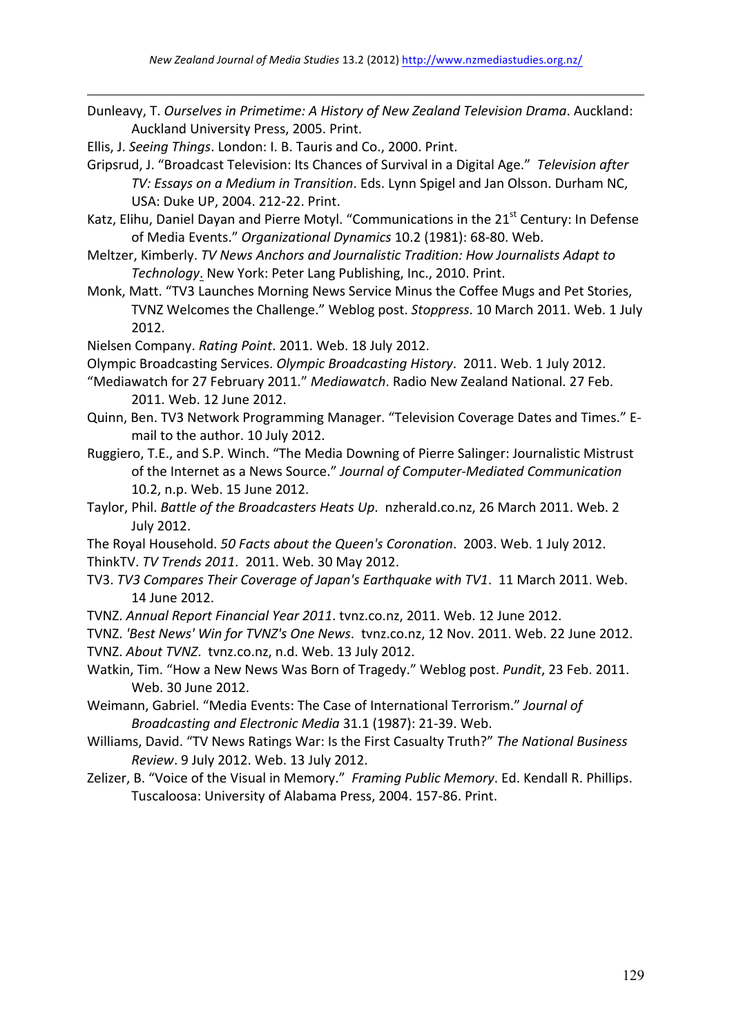Dunleavy, T. *Ourselves in Primetime: A History of New Zealand Television Drama*. Auckland: Auckland University Press, 2005. Print.

Ellis, J. *Seeing Things*. London: I. B. Tauris and Co., 2000. Print.

Gripsrud, J. "Broadcast Television: Its Chances of Survival in a Digital Age." *Television after TV: Essays on a Medium in Transition*. Eds. Lynn Spigel and Jan Olsson. Durham NC, USA: Duke UP, 2004. 212-22. Print.

Katz, Elihu, Daniel Dayan and Pierre Motyl. "Communications in the 21st Century: In Defense of Media Events." *Organizational Dynamics* 10.2 (1981): 68-80. Web.

Meltzer, Kimberly. *TV News Anchors and Journalistic Tradition: How Journalists Adapt to Technology*. New York: Peter Lang Publishing, Inc., 2010. Print.

Monk, Matt. "TV3 Launches Morning News Service Minus the Coffee Mugs and Pet Stories, TVNZ Welcomes the Challenge." Weblog post. *Stoppress*. 10 March 2011. Web. 1 July 2012.

Nielsen Company. *Rating Point*. 2011. Web. 18 July 2012.

Olympic Broadcasting Services. *Olympic Broadcasting History*. 2011. Web. 1 July 2012.

"Mediawatch for 27 February 2011." *Mediawatch*. Radio New Zealand National. 27 Feb. 2011. Web. 12 June 2012.

Quinn, Ben. TV3 Network Programming Manager. "Television Coverage Dates and Times." E-mail to the author. 10 July 2012.

Ruggiero, T.E., and S.P. Winch. "The Media Downing of Pierre Salinger: Journalistic Mistrust of the Internet as a News Source." *Journal of Computer-Mediated Communication* 10.2, n.p. Web. 15 June 2012.

Taylor, Phil. *Battle of the Broadcasters Heats Up*. nzherald.co.nz, 26 March 2011. Web. 2 July 2012.

The Royal Household. *50 Facts about the Queen's Coronation*. 2003. Web. 1 July 2012.

ThinkTV. *TV Trends 2011*. 2011. Web. 30 May 2012.

TV3. *TV3 Compares Their Coverage of Japan's Earthquake with TV1*. 11 March 2011. Web. 14 June 2012.

TVNZ. *Annual Report Financial Year 2011*. tvnz.co.nz, 2011. Web. 12 June 2012.

TVNZ. *'Best News' Win for TVNZ's One News*. tvnz.co.nz, 12 Nov. 2011. Web. 22 June 2012.

TVNZ. *About TVNZ*. tvnz.co.nz, n.d. Web. 13 July 2012.

Watkin, Tim. "How a New News Was Born of Tragedy." Weblog post. *Pundit*, 23 Feb. 2011. Web. 30 June 2012.

Weimann, Gabriel. "Media Events: The Case of International Terrorism." *Journal of Broadcasting and Electronic Media* 31.1 (1987): 21-39. Web.

Williams, David. "TV News Ratings War: Is the First Casualty Truth?" *The National Business Review*. 9 July 2012. Web. 13 July 2012.

Zelizer, B. "Voice of the Visual in Memory." *Framing Public Memory*. Ed. Kendall R. Phillips. Tuscaloosa: University of Alabama Press, 2004. 157-86. Print.